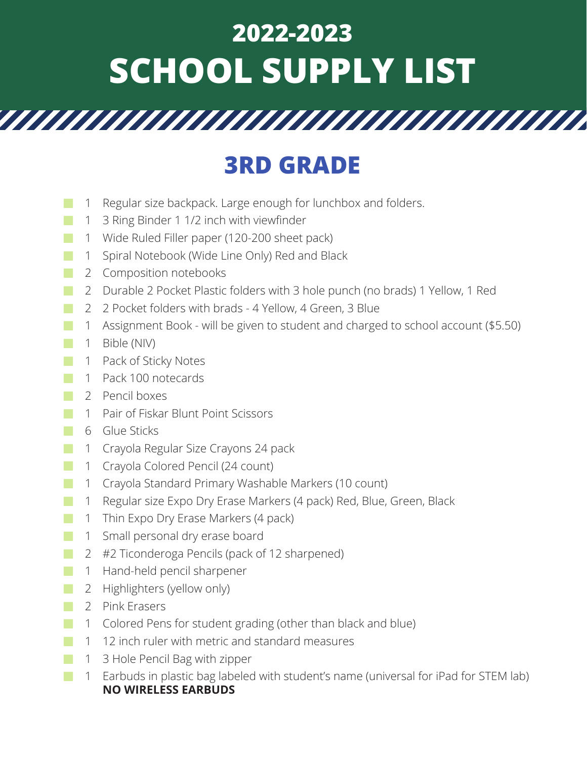# 2022-2023
# SCHOOL SUPPLY LIST

## 3RD GRADE

- 1 Regular size backpack. Large enough for lunchbox and folders.
- 1 3 Ring Binder 1 1/2 inch with viewfinder
- 1 Wide Ruled Filler paper (120-200 sheet pack)
- 1 Spiral Notebook (Wide Line Only) Red and Black
- 2 Composition notebooks
- 2 Durable 2 Pocket Plastic folders with 3 hole punch (no brads) 1 Yellow, 1 Red
- 2 2 Pocket folders with brads - 4 Yellow, 4 Green, 3 Blue
- 1 Assignment Book - will be given to student and charged to school account ($5.50)
- 1 Bible (NIV)
- 1 Pack of Sticky Notes
- 1 Pack 100 notecards
- 2 Pencil boxes
- 1 Pair of Fiskar Blunt Point Scissors
- 6 Glue Sticks
- 1 Crayola Regular Size Crayons 24 pack
- 1 Crayola Colored Pencil (24 count)
- 1 Crayola Standard Primary Washable Markers (10 count)
- 1 Regular size Expo Dry Erase Markers (4 pack) Red, Blue, Green, Black
- 1 Thin Expo Dry Erase Markers (4 pack)
- 1 Small personal dry erase board
- 2 #2 Ticonderoga Pencils (pack of 12 sharpened)
- 1 Hand-held pencil sharpener
- 2 Highlighters (yellow only)
- 2 Pink Erasers
- 1 Colored Pens for student grading (other than black and blue)
- 1 12 inch ruler with metric and standard measures
- 1 3 Hole Pencil Bag with zipper
- 1 Earbuds in plastic bag labeled with student's name (universal for iPad for STEM lab) **NO WIRELESS EARBUDS**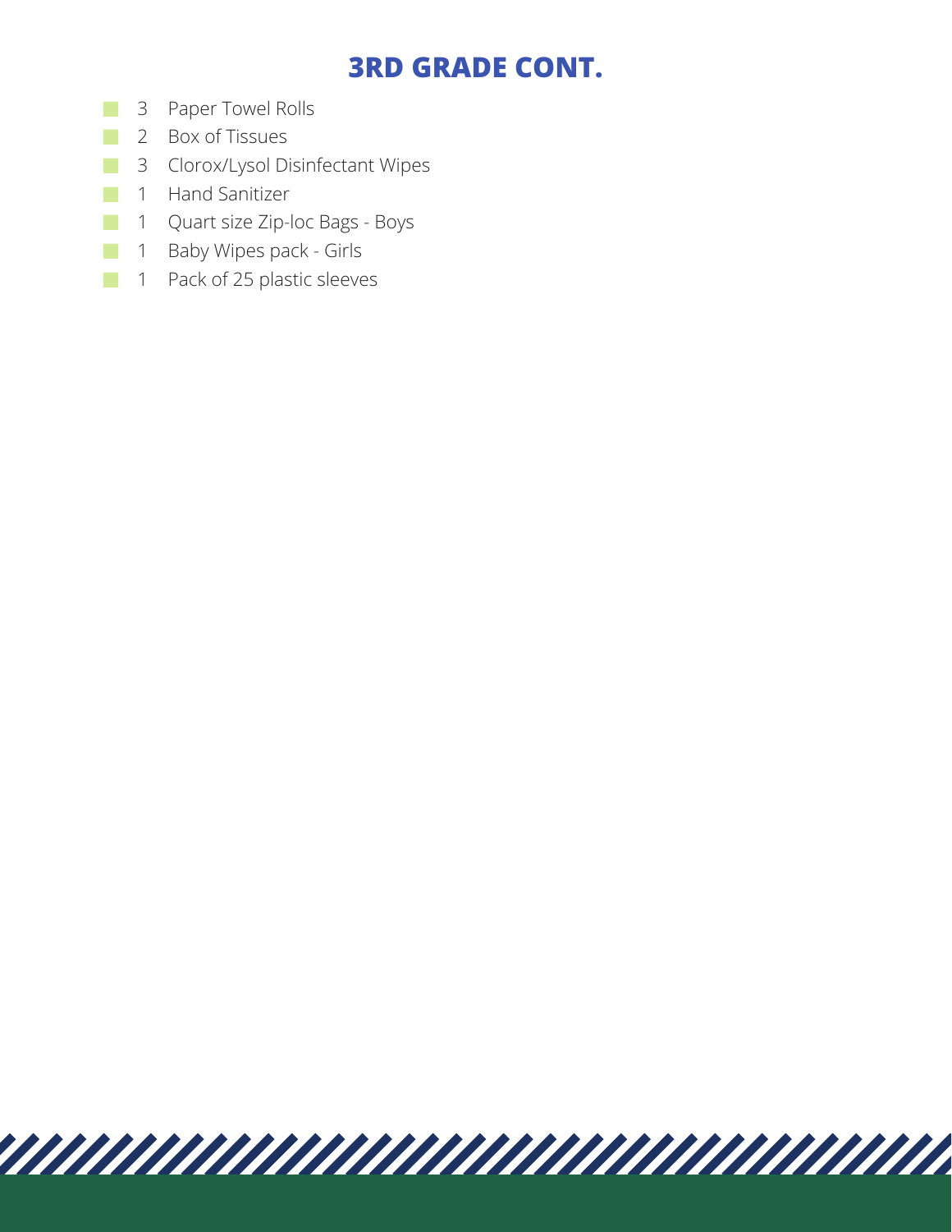## 3RD GRADE CONT.

- 3 Paper Towel Rolls
- 2 Box of Tissues
- 3 Clorox/Lysol Disinfectant Wipes
- 1 Hand Sanitizer
- 1 Quart size Zip-loc Bags - Boys
- 1 Baby Wipes pack - Girls
- 1 Pack of 25 plastic sleeves